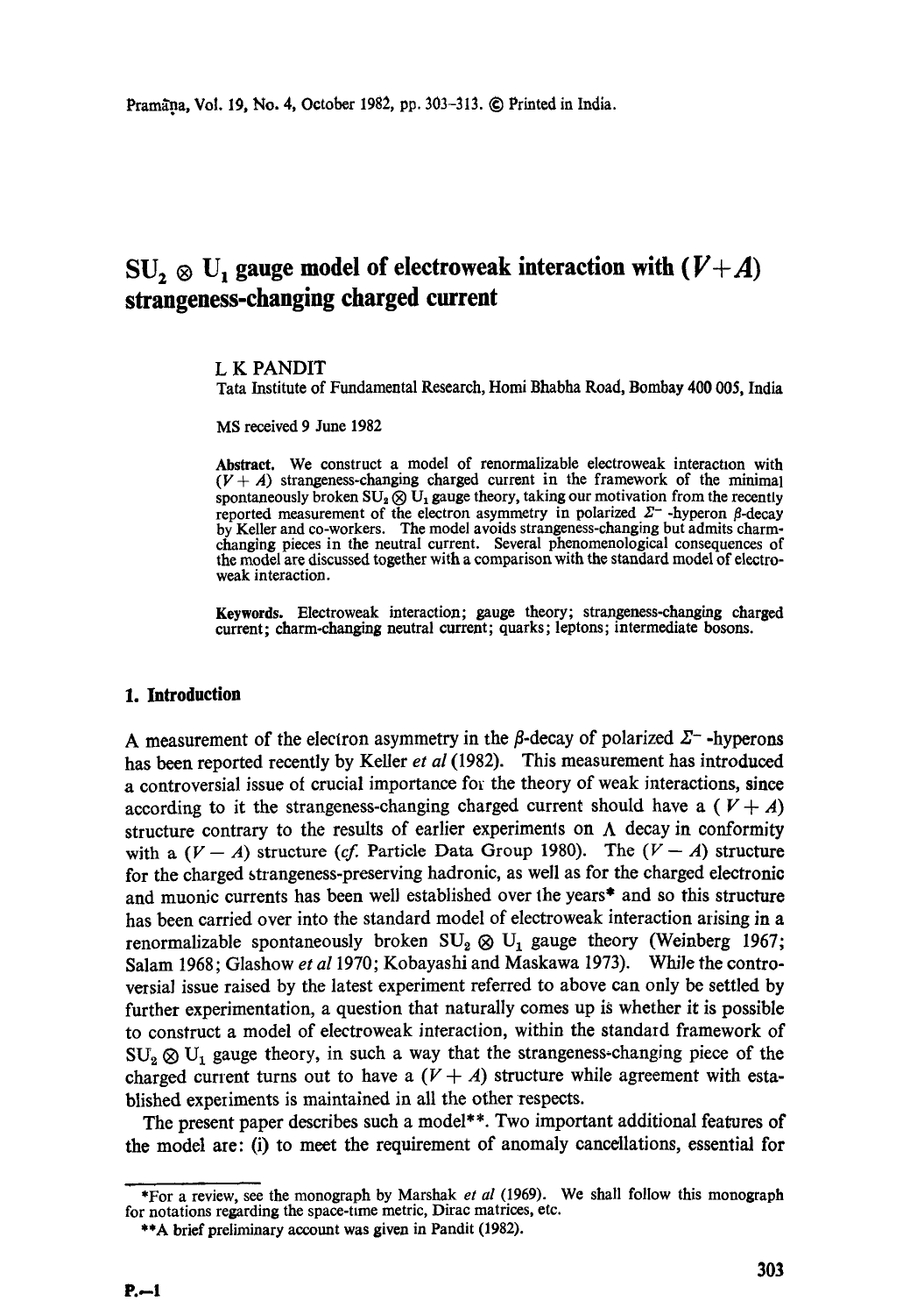# $SU_2 \otimes U_1$ gauge model of electroweak interaction with $(V+A)$ strangeness-changing charged current

L K PANDIT

Tata Institute of Fundamental Research, Homi Bhabha Road, Bombay 400 005, India

MS received 9 June 1982

**Abstract.** We construct a model of renormalizable electroweak interaction with $(V + A)$ strangeness-changing charged current in the framework of the minimal spontaneously broken $SU_2 \otimes U_1$ gauge theory, taking our motivation from the recently reported measurement of the electron asymmetry in polarized $\Sigma^-$-hyperon $\beta$-decay by Keller and co-workers. The model avoids strangeness-changing but admits charm-changing pieces in the neutral current. Several phenomenological consequences of the model are discussed together with a comparison with the standard model of electroweak interaction.

**Keywords.** Electroweak interaction; gauge theory; strangeness-changing charged current; charm-changing neutral current; quarks; leptons; intermediate bosons.

## 1. Introduction

A measurement of the electron asymmetry in the $\beta$-decay of polarized $\Sigma^-$-hyperons has been reported recently by Keller *et al* (1982). This measurement has introduced a controversial issue of crucial importance for the theory of weak interactions, since according to it the strangeness-changing charged current should have a $(V + A)$ structure contrary to the results of earlier experiments on $\Lambda$ decay in conformity with a $(V - A)$ structure (*cf.* Particle Data Group 1980). The $(V - A)$ structure for the charged strangeness-preserving hadronic, as well as for the charged electronic and muonic currents has been well established over the years* and so this structure has been carried over into the standard model of electroweak interaction arising in a renormalizable spontaneously broken $SU_2 \otimes U_1$ gauge theory (Weinberg 1967; Salam 1968; Glashow *et al* 1970; Kobayashi and Maskawa 1973). While the controversial issue raised by the latest experiment referred to above can only be settled by further experimentation, a question that naturally comes up is whether it is possible to construct a model of electroweak interaction, within the standard framework of $SU_2 \otimes U_1$ gauge theory, in such a way that the strangeness-changing piece of the charged current turns out to have a $(V + A)$ structure while agreement with established experiments is maintained in all the other respects.

The present paper describes such a model**. Two important additional features of the model are: (i) to meet the requirement of anomaly cancellations, essential for

*For a review, see the monograph by Marshak *et al* (1969). We shall follow this monograph for notations regarding the space-time metric, Dirac matrices, etc.

**A brief preliminary account was given in Pandit (1982).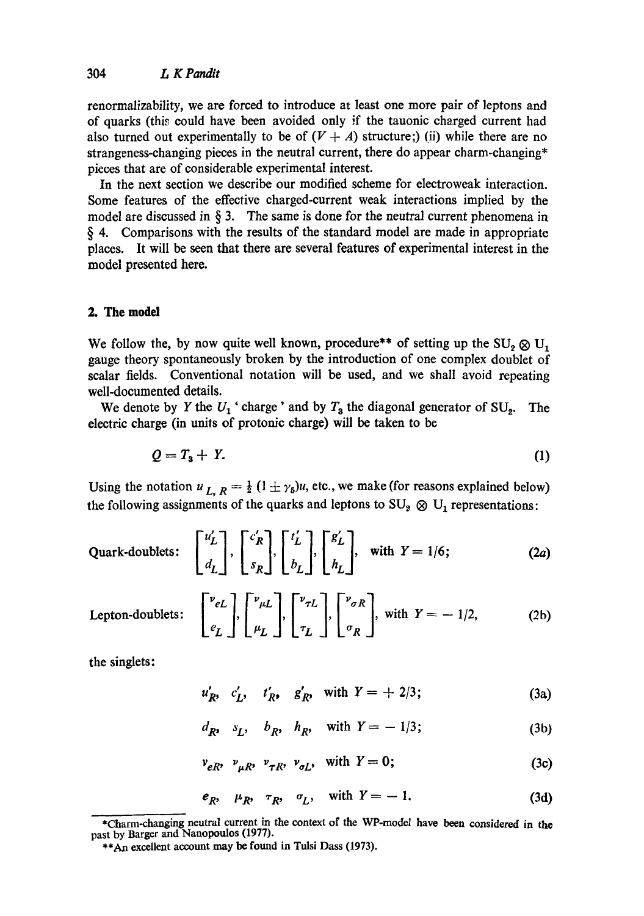renormalizability, we are forced to introduce at least one more pair of leptons and of quarks (this could have been avoided only if the tauonic charged current had also turned out experimentally to be of $(V+A)$ structure;) (ii) while there are no strangeness-changing pieces in the neutral current, there do appear charm-changing* pieces that are of considerable experimental interest.

In the next section we describe our modified scheme for electroweak interaction. Some features of the effective charged-current weak interactions implied by the model are discussed in § 3. The same is done for the neutral current phenomena in § 4. Comparisons with the results of the standard model are made in appropriate places. It will be seen that there are several features of experimental interest in the model presented here.

## 2. The model

We follow the, by now quite well known, procedure** of setting up the $SU_2 \otimes U_1$ gauge theory spontaneously broken by the introduction of one complex doublet of scalar fields. Conventional notation will be used, and we shall avoid repeating well-documented details.

We denote by $Y$ the $U_1$ 'charge' and by $T_3$ the diagonal generator of $SU_2$. The electric charge (in units of protonic charge) will be taken to be

$$Q = T_3 + Y. \tag{1}$$

Using the notation $u_{L,R} = \frac{1}{2}(1 \pm \gamma_5)u$, etc., we make (for reasons explained below) the following assignments of the quarks and leptons to $SU_2 \otimes U_1$ representations:

$$\text{Quark-doublets:} \quad \begin{bmatrix} u'_L \\ d_L \end{bmatrix}, \begin{bmatrix} c'_R \\ s_R \end{bmatrix}, \begin{bmatrix} t'_L \\ b_L \end{bmatrix}, \begin{bmatrix} g'_L \\ h_L \end{bmatrix}, \quad \text{with } Y = 1/6; \tag{2a}$$

$$\text{Lepton-doublets:} \quad \begin{bmatrix} \nu_{eL} \\ e_L \end{bmatrix}, \begin{bmatrix} \nu_{\mu L} \\ \mu_L \end{bmatrix}, \begin{bmatrix} \nu_{\tau L} \\ \tau_L \end{bmatrix}, \begin{bmatrix} \nu_{\sigma R} \\ \sigma_R \end{bmatrix}, \quad \text{with } Y = -1/2, \tag{2b}$$

the singlets:

$$u'_R, \quad c'_L, \quad t'_R, \quad g'_R, \quad \text{with } Y = +2/3; \tag{3a}$$

$$d_R, \quad s_L, \quad b_R, \quad h_R, \quad \text{with } Y = -1/3; \tag{3b}$$

$$\nu_{eR}, \quad \nu_{\mu R}, \quad \nu_{\tau R}, \quad \nu_{\sigma L}, \quad \text{with } Y = 0; \tag{3c}$$

$$e_R, \quad \mu_R, \quad \tau_R, \quad \sigma_L, \quad \text{with } Y = -1. \tag{3d}$$

*Charm-changing neutral current in the context of the WP-model have been considered in the past by Barger and Nanopoulos (1977).

**An excellent account may be found in Tulsi Dass (1973).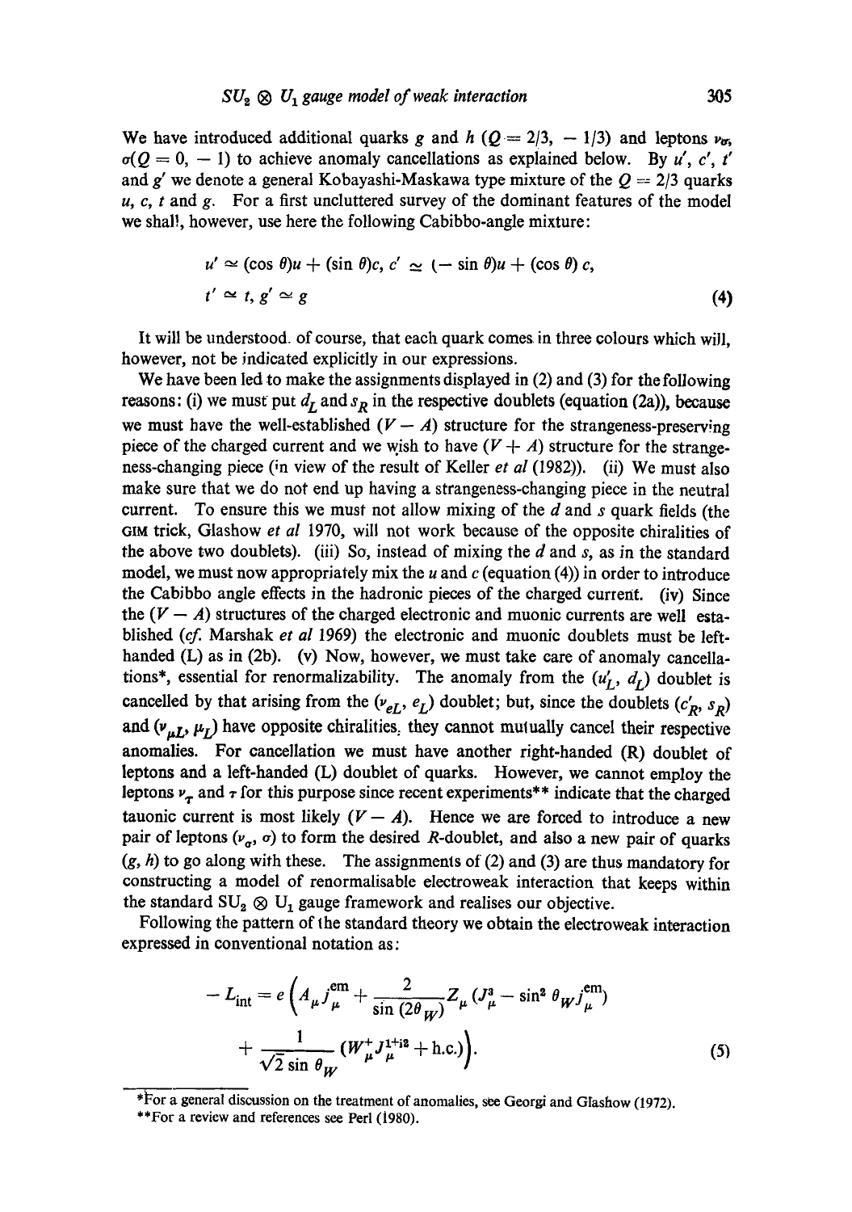We have introduced additional quarks $g$ and $h$ ($Q = 2/3, -1/3$) and leptons $\nu_\sigma$, $\sigma(Q = 0, -1)$ to achieve anomaly cancellations as explained below. By $u'$, $c'$, $t'$ and $g'$ we denote a general Kobayashi-Maskawa type mixture of the $Q = 2/3$ quarks $u$, $c$, $t$ and $g$. For a first uncluttered survey of the dominant features of the model we shall, however, use here the following Cabibbo-angle mixture:

$$u' \simeq (\cos\theta)u + (\sin\theta)c,\; c' \simeq (-\sin\theta)u + (\cos\theta)c,$$
$$t' \simeq t,\; g' \simeq g \tag{4}$$

It will be understood. of course, that each quark comes in three colours which will, however, not be indicated explicitly in our expressions.

We have been led to make the assignments displayed in (2) and (3) for the following reasons: (i) we must put $d_L$ and $s_R$ in the respective doublets (equation (2a)), because we must have the well-established $(V - A)$ structure for the strangeness-preserving piece of the charged current and we wish to have $(V + A)$ structure for the strangeness-changing piece (in view of the result of Keller *et al* (1982)). (ii) We must also make sure that we do not end up having a strangeness-changing piece in the neutral current. To ensure this we must not allow mixing of the $d$ and $s$ quark fields (the GIM trick, Glashow *et al* 1970, will not work because of the opposite chiralities of the above two doublets). (iii) So, instead of mixing the $d$ and $s$, as in the standard model, we must now appropriately mix the $u$ and $c$ (equation (4)) in order to introduce the Cabibbo angle effects in the hadronic pieces of the charged current. (iv) Since the $(V - A)$ structures of the charged electronic and muonic currents are well established (*cf.* Marshak *et al* 1969) the electronic and muonic doublets must be left-handed (L) as in (2b). (v) Now, however, we must take care of anomaly cancellations*, essential for renormalizability. The anomaly from the $(u'_L, d_L)$ doublet is cancelled by that arising from the $(\nu_{eL}, e_L)$ doublet; but, since the doublets $(c'_R, s_R)$ and $(\nu_{\mu L}, \mu_L)$ have opposite chiralities, they cannot mutually cancel their respective anomalies. For cancellation we must have another right-handed (R) doublet of leptons and a left-handed (L) doublet of quarks. However, we cannot employ the leptons $\nu_\tau$ and $\tau$ for this purpose since recent experiments** indicate that the charged tauonic current is most likely $(V - A)$. Hence we are forced to introduce a new pair of leptons $(\nu_\sigma, \sigma)$ to form the desired $R$-doublet, and also a new pair of quarks $(g, h)$ to go along with these. The assignments of (2) and (3) are thus mandatory for constructing a model of renormalisable electroweak interaction that keeps within the standard $SU_2 \otimes U_1$ gauge framework and realises our objective.

Following the pattern of the standard theory we obtain the electroweak interaction expressed in conventional notation as:

$$-L_{\text{int}} = e\left(A_\mu j_\mu^{\text{em}} + \frac{2}{\sin(2\theta_W)} Z_\mu (J_\mu^3 - \sin^2\theta_W j_\mu^{\text{em}}) + \frac{1}{\sqrt{2}\sin\theta_W}(W_\mu^+ J_\mu^{1+i2} + \text{h.c.})\right). \tag{5}$$

---

*For a general discussion on the treatment of anomalies, see Georgi and Glashow (1972).

**For a review and references see Perl (1980).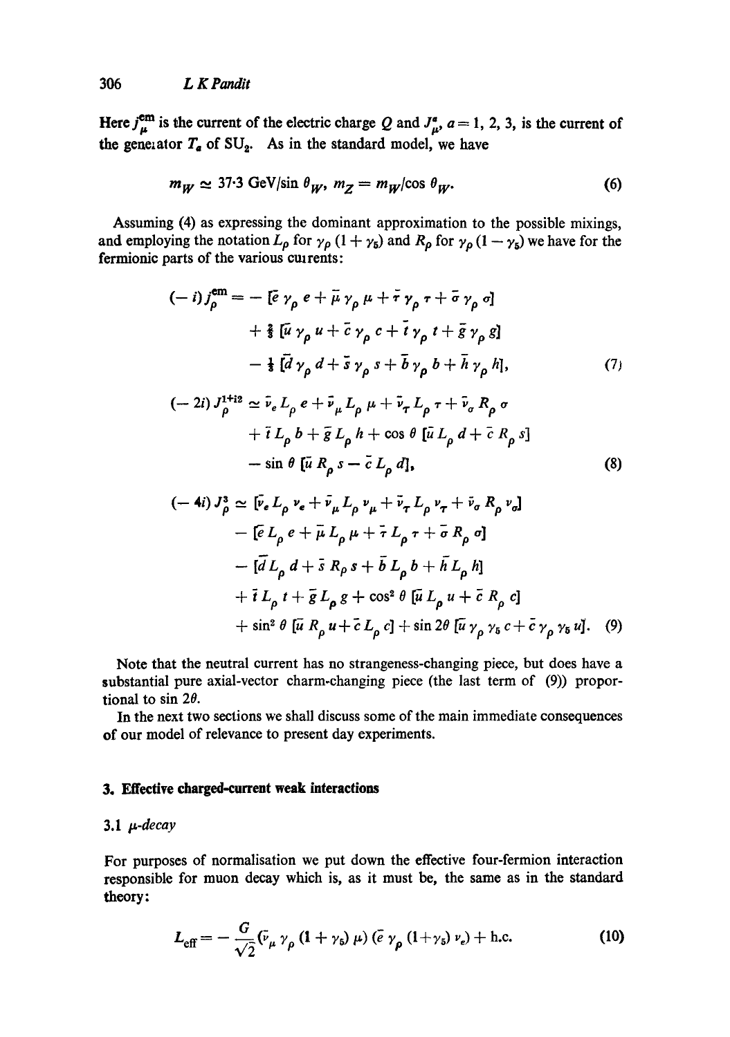Here $j_\mu^{\rm em}$ is the current of the electric charge $Q$ and $J_\mu^a$, $a = 1, 2, 3$, is the current of the generator $T_a$ of $SU_2$. As in the standard model, we have

$$m_W \simeq 37{\cdot}3 \text{ GeV}/\sin\theta_W,\ m_Z = m_W/\cos\theta_W. \tag{6}$$

Assuming (4) as expressing the dominant approximation to the possible mixings, and employing the notation $L_\rho$ for $\gamma_\rho(1+\gamma_5)$ and $R_\rho$ for $\gamma_\rho(1-\gamma_5)$ we have for the fermionic parts of the various currents:

$$\begin{aligned}(-i)j_\rho^{\rm em} = & -[\bar{e}\,\gamma_\rho\, e + \bar{\mu}\,\gamma_\rho\,\mu + \bar{\tau}\,\gamma_\rho\,\tau + \bar{\sigma}\,\gamma_\rho\,\sigma] \\ & + \tfrac{2}{3}[\bar{u}\,\gamma_\rho\, u + \bar{c}\,\gamma_\rho\, c + \bar{t}\,\gamma_\rho\, t + \bar{g}\,\gamma_\rho\, g] \\ & - \tfrac{1}{3}[\bar{d}\,\gamma_\rho\, d + \bar{s}\,\gamma_\rho\, s + \bar{b}\,\gamma_\rho\, b + \bar{h}\,\gamma_\rho\, h],\end{aligned} \tag{7}$$

$$\begin{aligned}(-2i)J_\rho^{1+i2} \simeq & \ \bar{\nu}_e L_\rho\, e + \bar{\nu}_\mu L_\rho\,\mu + \bar{\nu}_\tau L_\rho\,\tau + \bar{\nu}_\sigma R_\rho\,\sigma \\ & + \bar{t}\, L_\rho\, b + \bar{g}\, L_\rho\, h + \cos\theta\,[\bar{u}\, L_\rho\, d + \bar{c}\, R_\rho\, s] \\ & - \sin\theta\,[\bar{u}\, R_\rho\, s - \bar{c}\, L_\rho\, d],\end{aligned} \tag{8}$$

$$\begin{aligned}(-4i)J_\rho^3 \simeq & \ [\bar{\nu}_e L_\rho\,\nu_e + \bar{\nu}_\mu L_\rho\,\nu_\mu + \bar{\nu}_\tau L_\rho\,\nu_\tau + \bar{\nu}_\sigma R_\rho\,\nu_\sigma] \\ & - [\bar{e}\, L_\rho\, e + \bar{\mu}\, L_\rho\,\mu + \bar{\tau}\, L_\rho\,\tau + \bar{\sigma}\, R_\rho\,\sigma] \\ & - [\bar{d}\, L_\rho\, d + \bar{s}\, R_\rho\, s + \bar{b}\, L_\rho\, b + \bar{h}\, L_\rho\, h] \\ & + \bar{t}\, L_\rho\, t + \bar{g}\, L_\rho\, g + \cos^2\theta\,[\bar{u}\, L_\rho\, u + \bar{c}\, R_\rho\, c] \\ & + \sin^2\theta\,[\bar{u}\, R_\rho\, u + \bar{c}\, L_\rho\, c] + \sin 2\theta\,[\bar{u}\,\gamma_\rho\,\gamma_5\, c + \bar{c}\,\gamma_\rho\,\gamma_5\, u].\end{aligned} \tag{9}$$

Note that the neutral current has no strangeness-changing piece, but does have a substantial pure axial-vector charm-changing piece (the last term of (9)) proportional to $\sin 2\theta$.

In the next two sections we shall discuss some of the main immediate consequences of our model of relevance to present day experiments.

## 3. Effective charged-current weak interactions

### 3.1 $\mu$-decay

For purposes of normalisation we put down the effective four-fermion interaction responsible for muon decay which is, as it must be, the same as in the standard theory:

$$L_{\rm eff} = -\frac{G}{\sqrt{2}}(\bar{\nu}_\mu\,\gamma_\rho\,(1+\gamma_5)\,\mu)\,(\bar{e}\,\gamma_\rho\,(1+\gamma_5)\,\nu_e) + \text{h.c.} \tag{10}$$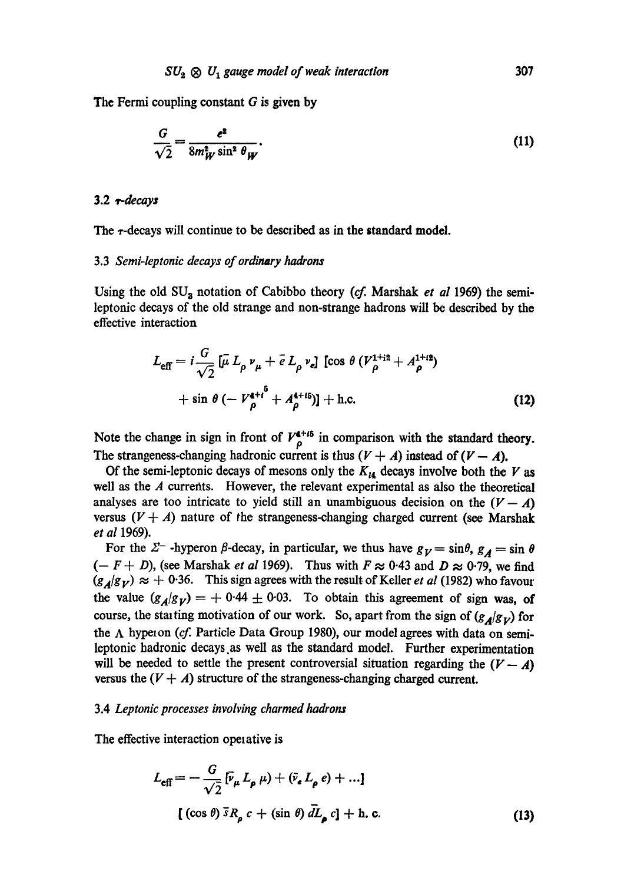The Fermi coupling constant $G$ is given by

$$\frac{G}{\sqrt{2}}=\frac{e^2}{8m_W^2\sin^2\theta_W}. \tag{11}$$

### 3.2 $\tau$-decays

The $\tau$-decays will continue to be described as in the standard model.

### 3.3 *Semi-leptonic decays of ordinary hadrons*

Using the old $SU_3$ notation of Cabibbo theory (*cf.* Marshak *et al* 1969) the semi-leptonic decays of the old strange and non-strange hadrons will be described by the effective interaction

$$L_{\text{eff}}=i\frac{G}{\sqrt{2}}[\bar{\mu}\,L_\rho\,\nu_\mu+\bar{e}\,L_\rho\,\nu_e]\,[\cos\theta\,(V_\rho^{1+i2}+A_\rho^{1+i2})$$
$$+\sin\theta\,(-V_\rho^{4+i5}+A_\rho^{4+i5})]+\text{h.c.} \tag{12}$$

Note the change in sign in front of $V_\rho^{4+i5}$ in comparison with the standard theory. The strangeness-changing hadronic current is thus $(V+A)$ instead of $(V-A)$.

Of the semi-leptonic decays of mesons only the $K_{l4}$ decays involve both the $V$ as well as the $A$ currents. However, the relevant experimental as also the theoretical analyses are too intricate to yield still an unambiguous decision on the $(V-A)$ versus $(V+A)$ nature of the strangeness-changing charged current (see Marshak *et al* 1969).

For the $\Sigma^-$-hyperon $\beta$-decay, in particular, we thus have $g_V=\sin\theta$, $g_A=\sin\theta$ $(-F+D)$, (see Marshak *et al* 1969). Thus with $F\approx 0{\cdot}43$ and $D\approx 0{\cdot}79$, we find $(g_A/g_V)\approx +0{\cdot}36$. This sign agrees with the result of Keller *et al* (1982) who favour the value $(g_A/g_V)=+0{\cdot}44\pm 0{\cdot}03$. To obtain this agreement of sign was, of course, the starting motivation of our work. So, apart from the sign of $(g_A/g_V)$ for the $\Lambda$ hyperon (*cf.* Particle Data Group 1980), our model agrees with data on semi-leptonic hadronic decays as well as the standard model. Further experimentation will be needed to settle the present controversial situation regarding the $(V-A)$ versus the $(V+A)$ structure of the strangeness-changing charged current.

### 3.4 *Leptonic processes involving charmed hadrons*

The effective interaction operative is

$$L_{\text{eff}}=-\frac{G}{\sqrt{2}}[\bar{\nu}_\mu\,L_\rho\,\mu)+(\bar{\nu}_e\,L_\rho\,e)+\ldots]$$
$$[(\cos\theta)\,\bar{s}R_\rho\,c+(\sin\theta)\,\bar{d}L_\rho\,c]+\text{h. c.} \tag{13}$$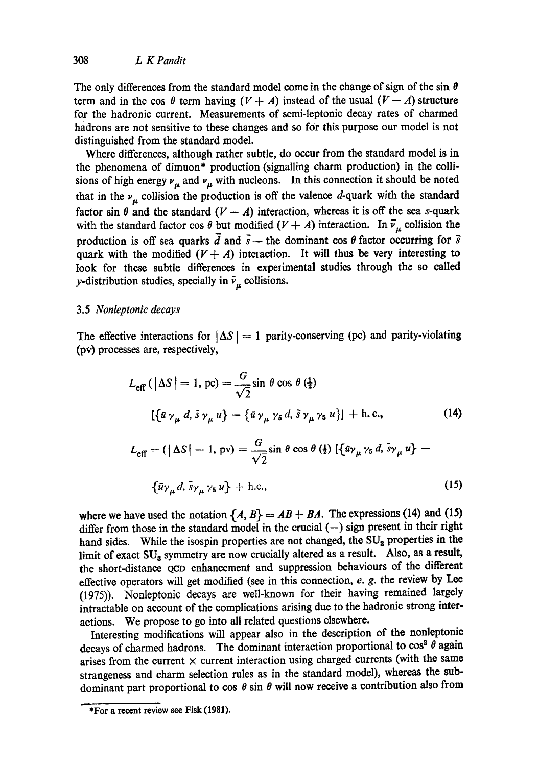The only differences from the standard model come in the change of sign of the $\sin\theta$ term and in the $\cos\theta$ term having $(V+A)$ instead of the usual $(V-A)$ structure for the hadronic current. Measurements of semi-leptonic decay rates of charmed hadrons are not sensitive to these changes and so for this purpose our model is not distinguished from the standard model.

Where differences, although rather subtle, do occur from the standard model is in the phenomena of dimuon* production (signalling charm production) in the collisions of high energy $\nu_\mu$ and $\nu_\mu$ with nucleons. In this connection it should be noted that in the $\nu_\mu$ collision the production is off the valence $d$-quark with the standard factor $\sin\theta$ and the standard $(V-A)$ interaction, whereas it is off the sea $s$-quark with the standard factor $\cos\theta$ but modified $(V+A)$ interaction. In $\bar{\nu}_\mu$ collision the production is off sea quarks $\bar{d}$ and $\bar{s}$ — the dominant $\cos\theta$ factor occurring for $\bar{s}$ quark with the modified $(V+A)$ interaction. It will thus be very interesting to look for these subtle differences in experimental studies through the so called $y$-distribution studies, specially in $\bar{\nu}_\mu$ collisions.

### 3.5 *Nonleptonic decays*

The effective interactions for $|\Delta S| = 1$ parity-conserving (pc) and parity-violating (pv) processes are, respectively,

$$L_{\text{eff}}(|\Delta S| = 1, \text{pc}) = \frac{G}{\sqrt{2}} \sin\theta\cos\theta\,(\tfrac{1}{2})$$
$$[\{\bar{u}\gamma_\mu d, \bar{s}\gamma_\mu u\} - \{\bar{u}\gamma_\mu\gamma_5 d, \bar{s}\gamma_\mu\gamma_5 u\}] + \text{h.c.}, \tag{14}$$

$$L_{\text{eff}} = (|\Delta S| = 1, \text{pv}) = \frac{G}{\sqrt{2}} \sin\theta\cos\theta\,(\tfrac{1}{2})\,[\{\bar{u}\gamma_\mu\gamma_5 d, \bar{s}\gamma_\mu u\} -$$
$$\{\bar{u}\gamma_\mu d, \bar{s}\gamma_\mu\gamma_5 u\} + \text{h.c.}, \tag{15}$$

where we have used the notation $\{A, B\} = AB + BA$. The expressions (14) and (15) differ from those in the standard model in the crucial $(-)$ sign present in their right hand sides. While the isospin properties are not changed, the $SU_3$ properties in the limit of exact $SU_3$ symmetry are now crucially altered as a result. Also, as a result, the short-distance QCD enhancement and suppression behaviours of the different effective operators will get modified (see in this connection, *e. g.* the review by Lee (1975)). Nonleptonic decays are well-known for their having remained largely intractable on account of the complications arising due to the hadronic strong interactions. We propose to go into all related questions elsewhere.

Interesting modifications will appear also in the description of the nonleptonic decays of charmed hadrons. The dominant interaction proportional to $\cos^2\theta$ again arises from the current $\times$ current interaction using charged currents (with the same strangeness and charm selection rules as in the standard model), whereas the subdominant part proportional to $\cos\theta\sin\theta$ will now receive a contribution also from

*For a recent review see Fisk (1981).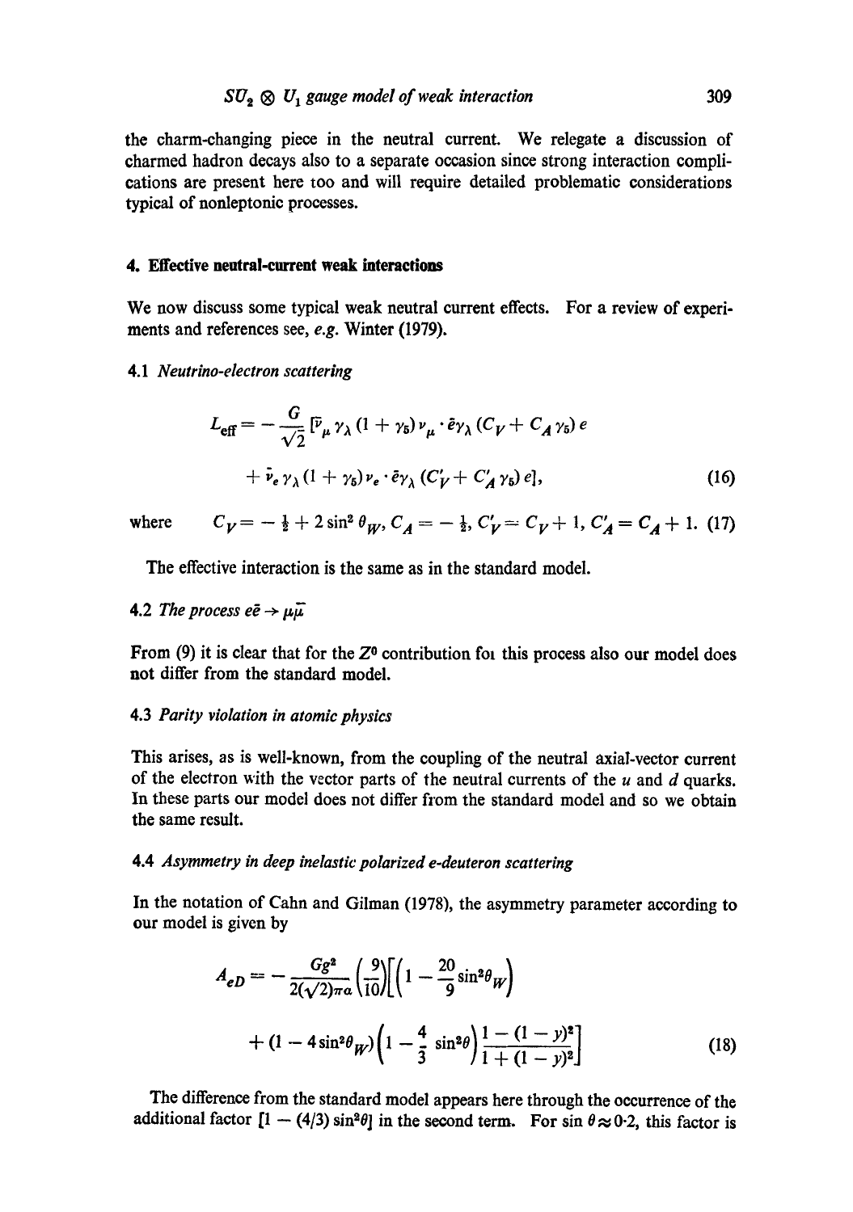the charm-changing piece in the neutral current. We relegate a discussion of charmed hadron decays also to a separate occasion since strong interaction complications are present here too and will require detailed problematic considerations typical of nonleptonic processes.

## 4. Effective neutral-current weak interactions

We now discuss some typical weak neutral current effects. For a review of experiments and references see, *e.g.* Winter (1979).

### 4.1 *Neutrino-electron scattering*

$$L_{\text{eff}} = -\frac{G}{\sqrt{2}} [\bar{\nu}_\mu \gamma_\lambda (1 + \gamma_5) \nu_\mu \cdot \bar{e} \gamma_\lambda (C_V + C_A \gamma_5) e$$

$$+ \bar{\nu}_e \gamma_\lambda (1 + \gamma_5) \nu_e \cdot \bar{e} \gamma_\lambda (C'_V + C'_A \gamma_5) e], \tag{16}$$

where $\quad C_V = -\frac{1}{2} + 2\sin^2\theta_W, C_A = -\frac{1}{2}, C'_V = C_V + 1, C'_A = C_A + 1. \quad (17)$

The effective interaction is the same as in the standard model.

### 4.2 *The process* $e\bar{e} \rightarrow \mu\bar{\mu}$

From (9) it is clear that for the $Z^0$ contribution foı this process also our model does not differ from the standard model.

### 4.3 *Parity violation in atomic physics*

This arises, as is well-known, from the coupling of the neutral axial-vector current of the electron with the vector parts of the neutral currents of the $u$ and $d$ quarks. In these parts our model does not differ from the standard model and so we obtain the same result.

### 4.4 *Asymmetry in deep inelastic polarized e-deuteron scattering*

In the notation of Cahn and Gilman (1978), the asymmetry parameter according to our model is given by

$$A_{eD} = -\frac{Gg^2}{2(\sqrt{2})\pi\alpha}\left(\frac{9}{10}\right)\left[\left(1 - \frac{20}{9}\sin^2\theta_W\right)\right.$$

$$\left. + (1 - 4\sin^2\theta_W)\left(1 - \frac{4}{3}\sin^2\theta\right)\frac{1 - (1 - y)^2}{1 + (1 - y)^2}\right] \tag{18}$$

The difference from the standard model appears here through the occurrence of the additional factor $[1 - (4/3)\sin^2\theta]$ in the second term. For $\sin\theta \approx 0{\cdot}2$, this factor is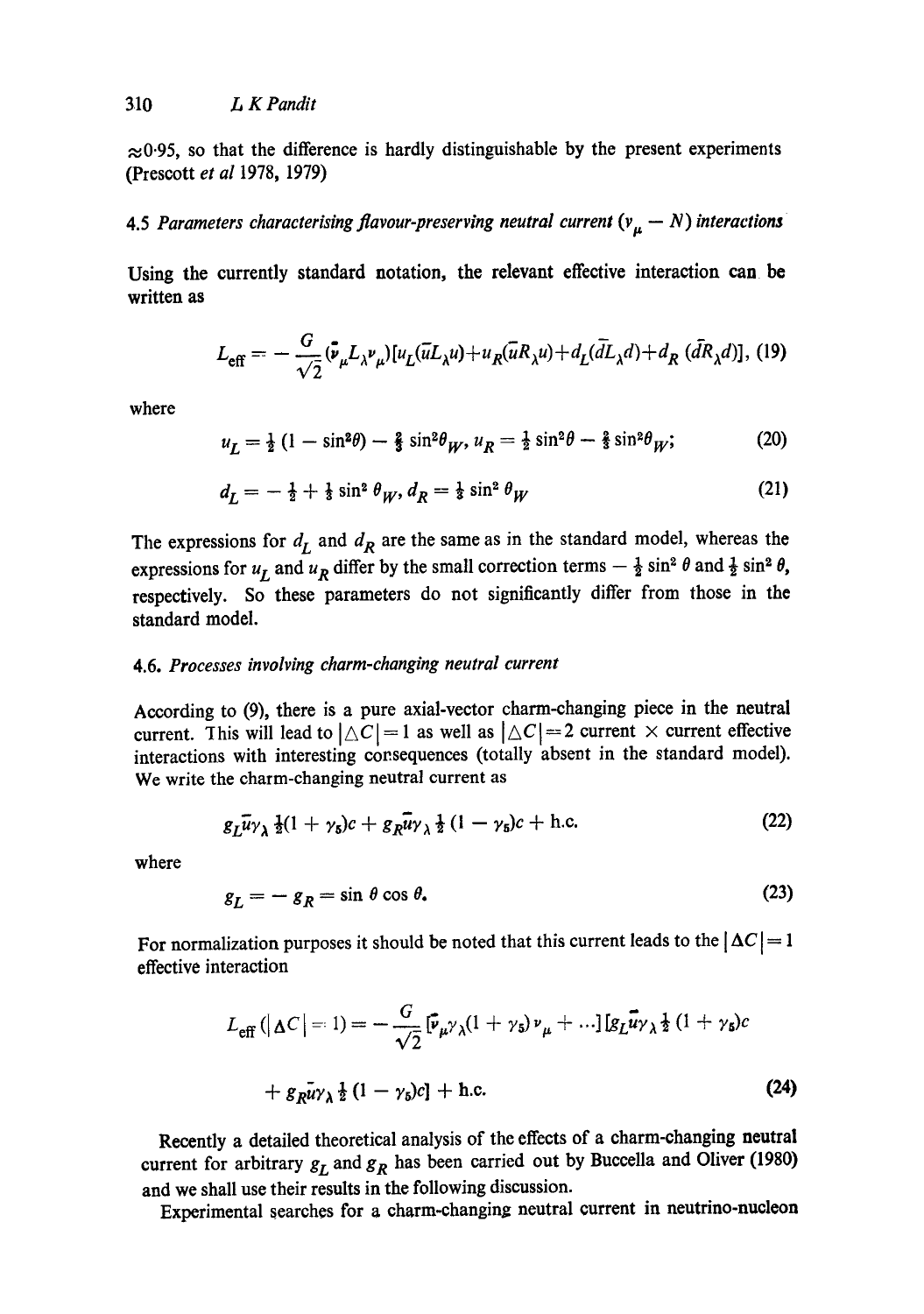≈0·95, so that the difference is hardly distinguishable by the present experiments (Prescott *et al* 1978, 1979)

### 4.5 *Parameters characterising flavour-preserving neutral current ($\nu_\mu - N$) interactions*

Using the currently standard notation, the relevant effective interaction can be written as

$$L_{\text{eff}} = -\frac{G}{\sqrt{2}}(\bar{\nu}_\mu L_\lambda \nu_\mu)[u_L(\bar{u}L_\lambda u)+u_R(\bar{u}R_\lambda u)+d_L(\bar{d}L_\lambda d)+d_R(\bar{d}R_\lambda d)], \quad (19)$$

where

$$u_L = \tfrac{1}{2}(1 - \sin^2\theta) - \tfrac{2}{3}\sin^2\theta_W,\; u_R = \tfrac{1}{2}\sin^2\theta - \tfrac{2}{3}\sin^2\theta_W; \quad (20)$$

$$d_L = -\tfrac{1}{2} + \tfrac{1}{3}\sin^2\theta_W,\; d_R = \tfrac{1}{3}\sin^2\theta_W \quad (21)$$

The expressions for $d_L$ and $d_R$ are the same as in the standard model, whereas the expressions for $u_L$ and $u_R$ differ by the small correction terms $-\frac{1}{2}\sin^2\theta$ and $\frac{1}{2}\sin^2\theta$, respectively. So these parameters do not significantly differ from those in the standard model.

### 4.6. *Processes involving charm-changing neutral current*

According to (9), there is a pure axial-vector charm-changing piece in the neutral current. This will lead to $|\triangle C| = 1$ as well as $|\triangle C| = 2$ current × current effective interactions with interesting consequences (totally absent in the standard model). We write the charm-changing neutral current as

$$g_L \bar{u}\gamma_\lambda \tfrac{1}{2}(1+\gamma_5)c + g_R \bar{u}\gamma_\lambda \tfrac{1}{2}(1-\gamma_5)c + \text{h.c.} \quad (22)$$

where

$$g_L = -g_R = \sin\theta\cos\theta. \quad (23)$$

For normalization purposes it should be noted that this current leads to the $|\Delta C| = 1$ effective interaction

$$L_{\text{eff}}(|\Delta C| = 1) = -\frac{G}{\sqrt{2}}[\bar{\nu}_\mu\gamma_\lambda(1+\gamma_5)\nu_\mu + \ldots][g_L\bar{u}\gamma_\lambda \tfrac{1}{2}(1+\gamma_5)c$$
$$+ g_R\bar{u}\gamma_\lambda \tfrac{1}{2}(1-\gamma_5)c] + \text{h.c.} \quad (24)$$

Recently a detailed theoretical analysis of the effects of a charm-changing neutral current for arbitrary $g_L$ and $g_R$ has been carried out by Buccella and Oliver (1980) and we shall use their results in the following discussion.

Experimental searches for a charm-changing neutral current in neutrino-nucleon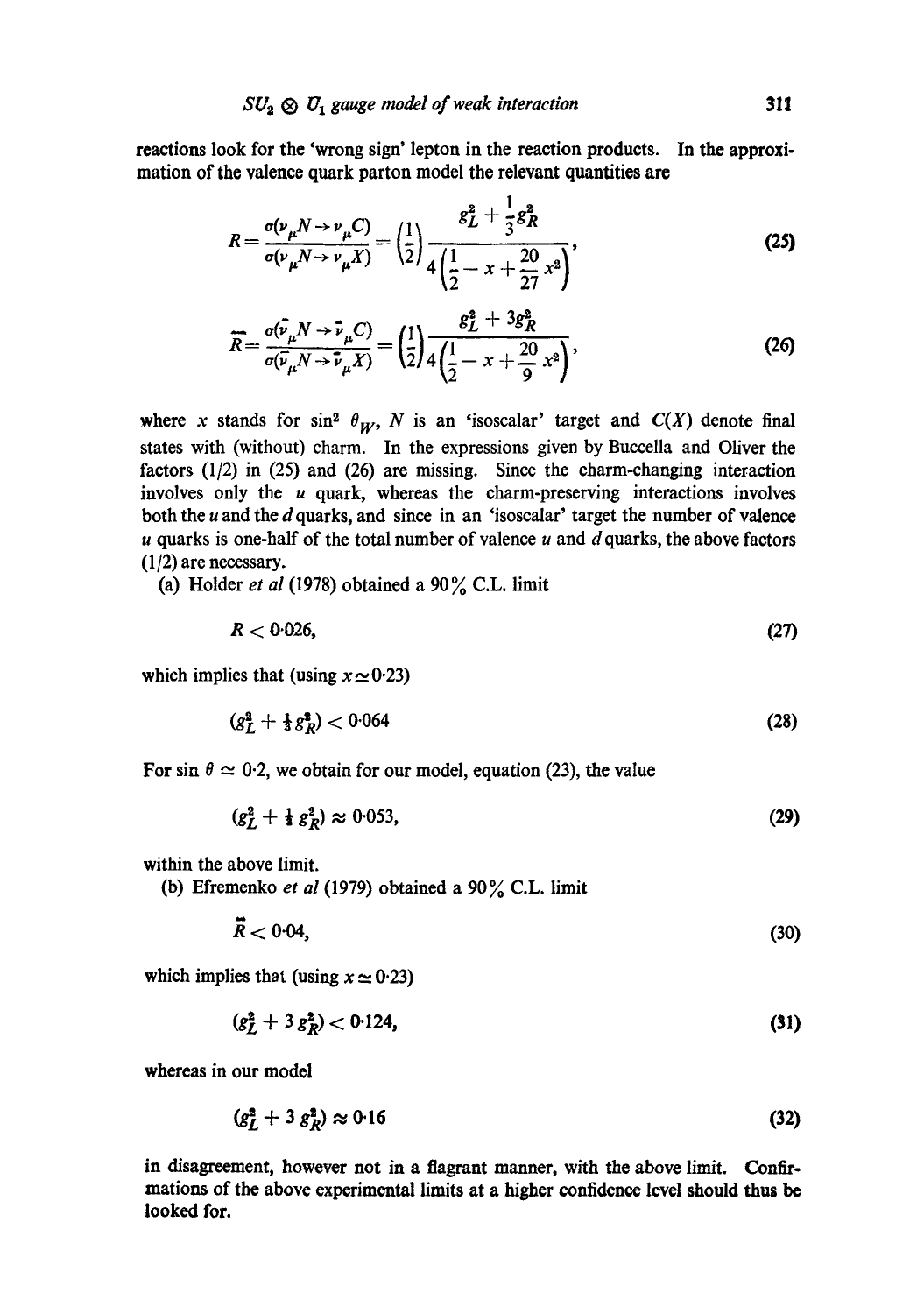reactions look for the 'wrong sign' lepton in the reaction products. In the approximation of the valence quark parton model the relevant quantities are

$$R = \frac{\sigma(\nu_\mu N \to \nu_\mu C)}{\sigma(\nu_\mu N \to \nu_\mu X)} = \left(\frac{1}{2}\right) \frac{g_L^2 + \frac{1}{3} g_R^2}{4\left(\frac{1}{2} - x + \frac{20}{27} x^2\right)}, \tag{25}$$

$$\bar{R} = \frac{\sigma(\bar{\nu}_\mu N \to \bar{\nu}_\mu C)}{\sigma(\bar{\nu}_\mu N \to \bar{\nu}_\mu X)} = \left(\frac{1}{2}\right) \frac{g_L^2 + 3 g_R^2}{4\left(\frac{1}{2} - x + \frac{20}{9} x^2\right)}, \tag{26}$$

where $x$ stands for $\sin^2 \theta_W$, $N$ is an 'isoscalar' target and $C(X)$ denote final states with (without) charm. In the expressions given by Buccella and Oliver the factors (1/2) in (25) and (26) are missing. Since the charm-changing interaction involves only the $u$ quark, whereas the charm-preserving interactions involves both the $u$ and the $d$ quarks, and since in an 'isoscalar' target the number of valence $u$ quarks is one-half of the total number of valence $u$ and $d$ quarks, the above factors (1/2) are necessary.

(a) Holder *et al* (1978) obtained a 90% C.L. limit

$$R < 0{\cdot}026, \tag{27}$$

which implies that (using $x \simeq 0{\cdot}23$)

$$(g_L^2 + \tfrac{1}{3} g_R^2) < 0{\cdot}064 \tag{28}$$

For $\sin \theta \simeq 0{\cdot}2$, we obtain for our model, equation (23), the value

$$(g_L^2 + \tfrac{1}{3} g_R^2) \approx 0{\cdot}053, \tag{29}$$

within the above limit.

(b) Efremenko *et al* (1979) obtained a 90% C.L. limit

$$\bar{R} < 0{\cdot}04, \tag{30}$$

which implies that (using $x \simeq 0{\cdot}23$)

$$(g_L^2 + 3 g_R^2) < 0{\cdot}124, \tag{31}$$

whereas in our model

$$(g_L^2 + 3 g_R^2) \approx 0{\cdot}16 \tag{32}$$

in disagreement, however not in a flagrant manner, with the above limit. Confirmations of the above experimental limits at a higher confidence level should thus be looked for.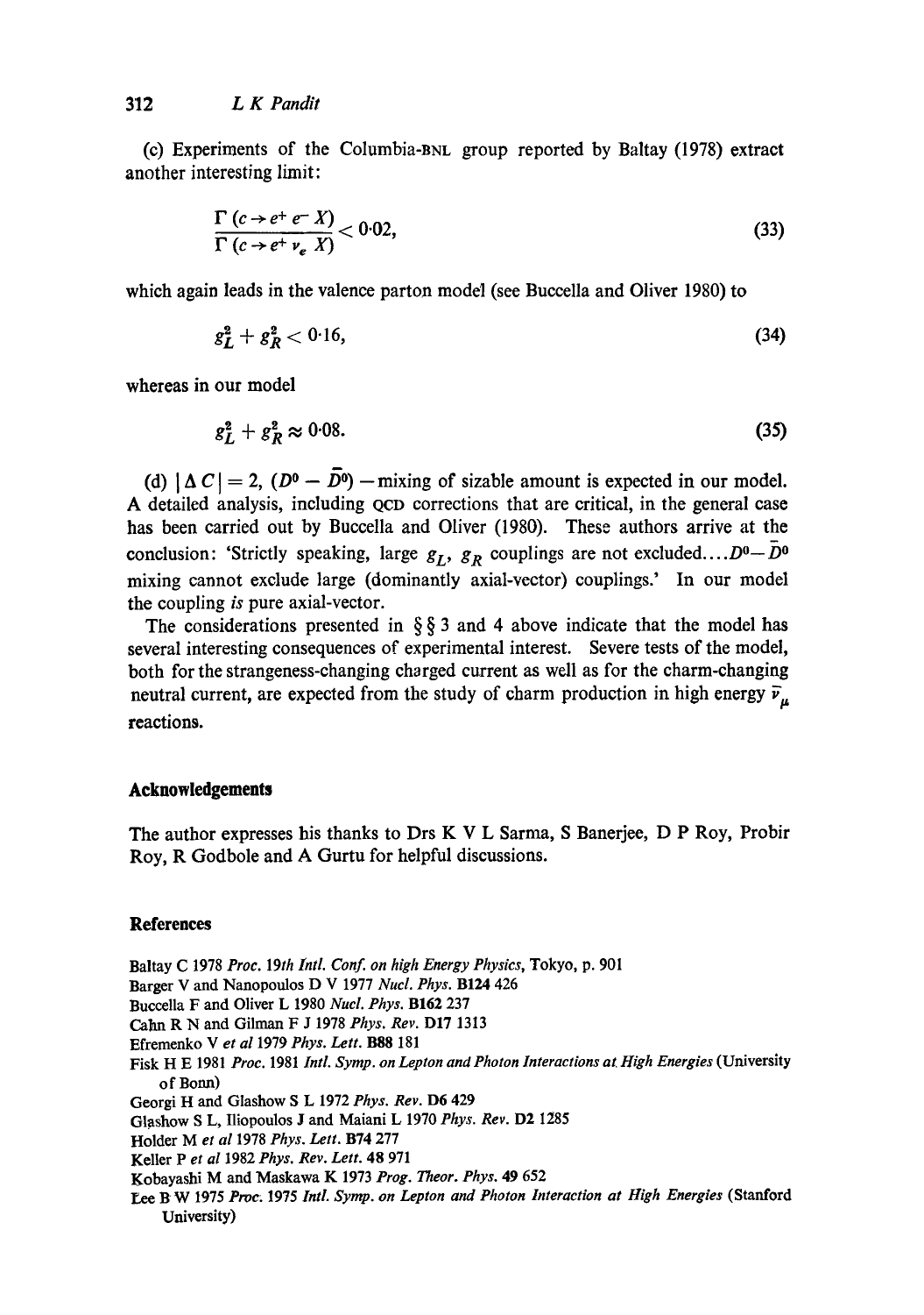(c) Experiments of the Columbia-BNL group reported by Baltay (1978) extract another interesting limit:

$$\frac{\Gamma\,(c \to e^+ e^- X)}{\Gamma\,(c \to e^+ \nu_e X)} < 0{\cdot}02, \tag{33}$$

which again leads in the valence parton model (see Buccella and Oliver 1980) to

$$g_L^2 + g_R^2 < 0{\cdot}16, \tag{34}$$

whereas in our model

$$g_L^2 + g_R^2 \approx 0{\cdot}08. \tag{35}$$

(d) $|\Delta C| = 2$, $(D^0 - \bar{D}^0)$ —mixing of sizable amount is expected in our model. A detailed analysis, including QCD corrections that are critical, in the general case has been carried out by Buccella and Oliver (1980). These authors arrive at the conclusion: 'Strictly speaking, large $g_L$, $g_R$ couplings are not excluded.... $D^0 - \bar{D}^0$ mixing cannot exclude large (dominantly axial-vector) couplings.' In our model the coupling *is* pure axial-vector.

The considerations presented in §§ 3 and 4 above indicate that the model has several interesting consequences of experimental interest. Severe tests of the model, both for the strangeness-changing charged current as well as for the charm-changing neutral current, are expected from the study of charm production in high energy $\bar{\nu}_\mu$ reactions.

## Acknowledgements

The author expresses his thanks to Drs K V L Sarma, S Banerjee, D P Roy, Probir Roy, R Godbole and A Gurtu for helpful discussions.

## References

Baltay C 1978 *Proc. 19th Intl. Conf. on high Energy Physics*, Tokyo, p. 901

Barger V and Nanopoulos D V 1977 *Nucl. Phys.* **B124** 426

Buccella F and Oliver L 1980 *Nucl. Phys.* **B162** 237

Cahn R N and Gilman F J 1978 *Phys. Rev.* **D17** 1313

Efremenko V *et al* 1979 *Phys. Lett.* **B88** 181

Fisk H E 1981 *Proc. 1981 Intl. Symp. on Lepton and Photon Interactions at High Energies* (University of Bonn)

Georgi H and Glashow S L 1972 *Phys. Rev.* **D6** 429

Glashow S L, Iliopoulos J and Maiani L 1970 *Phys. Rev.* **D2** 1285

Holder M *et al* 1978 *Phys. Lett.* **B74** 277

Keller P *et al* 1982 *Phys. Rev. Lett.* **48** 971

Kobayashi M and Maskawa K 1973 *Prog. Theor. Phys.* **49** 652

Lee B W 1975 *Proc. 1975 Intl. Symp. on Lepton and Photon Interaction at High Energies* (Stanford University)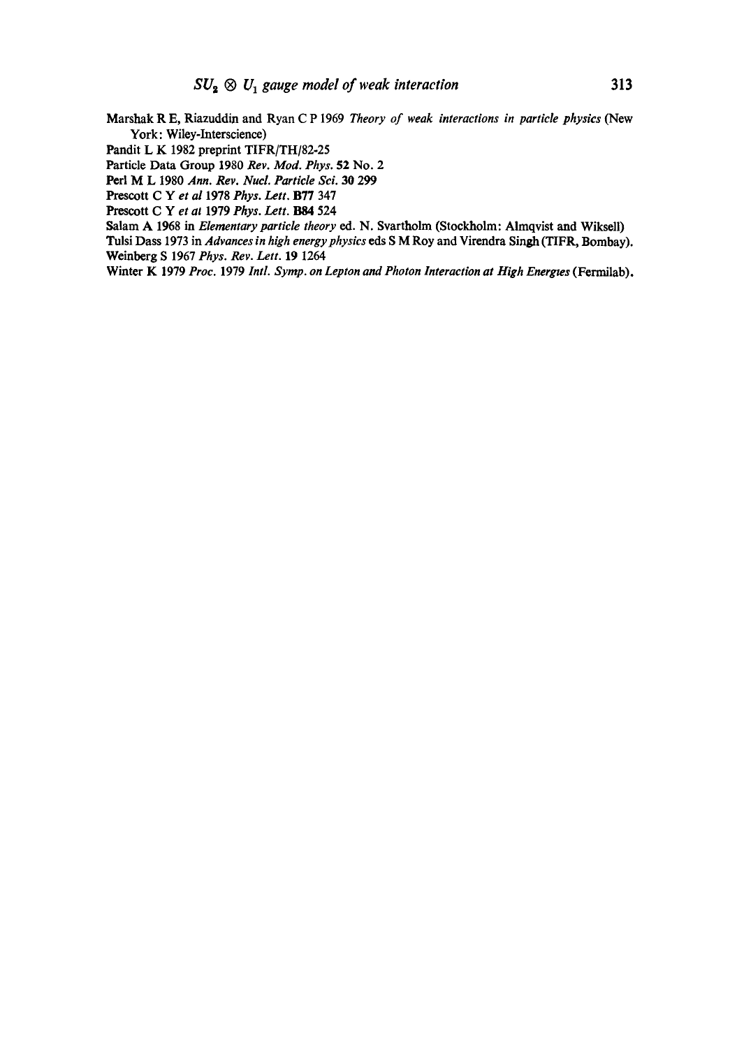Marshak R E, Riazuddin and Ryan C P 1969 *Theory of weak interactions in particle physics* (New York: Wiley-Interscience)

Pandit L K 1982 preprint TIFR/TH/82-25

Particle Data Group 1980 *Rev. Mod. Phys.* **52** No. 2

Perl M L 1980 *Ann. Rev. Nucl. Particle Sci.* **30** 299

Prescott C Y *et al* 1978 *Phys. Lett.* **B77** 347

Prescott C Y *et al* 1979 *Phys. Lett.* **B84** 524

Salam A 1968 in *Elementary particle theory* ed. N. Svartholm (Stockholm: Almqvist and Wiksell)

Tulsi Dass 1973 in *Advances in high energy physics* eds S M Roy and Virendra Singh (TIFR, Bombay).

Weinberg S 1967 *Phys. Rev. Lett.* **19** 1264

Winter K 1979 *Proc. 1979 Intl. Symp. on Lepton and Photon Interaction at High Energies* (Fermilab).